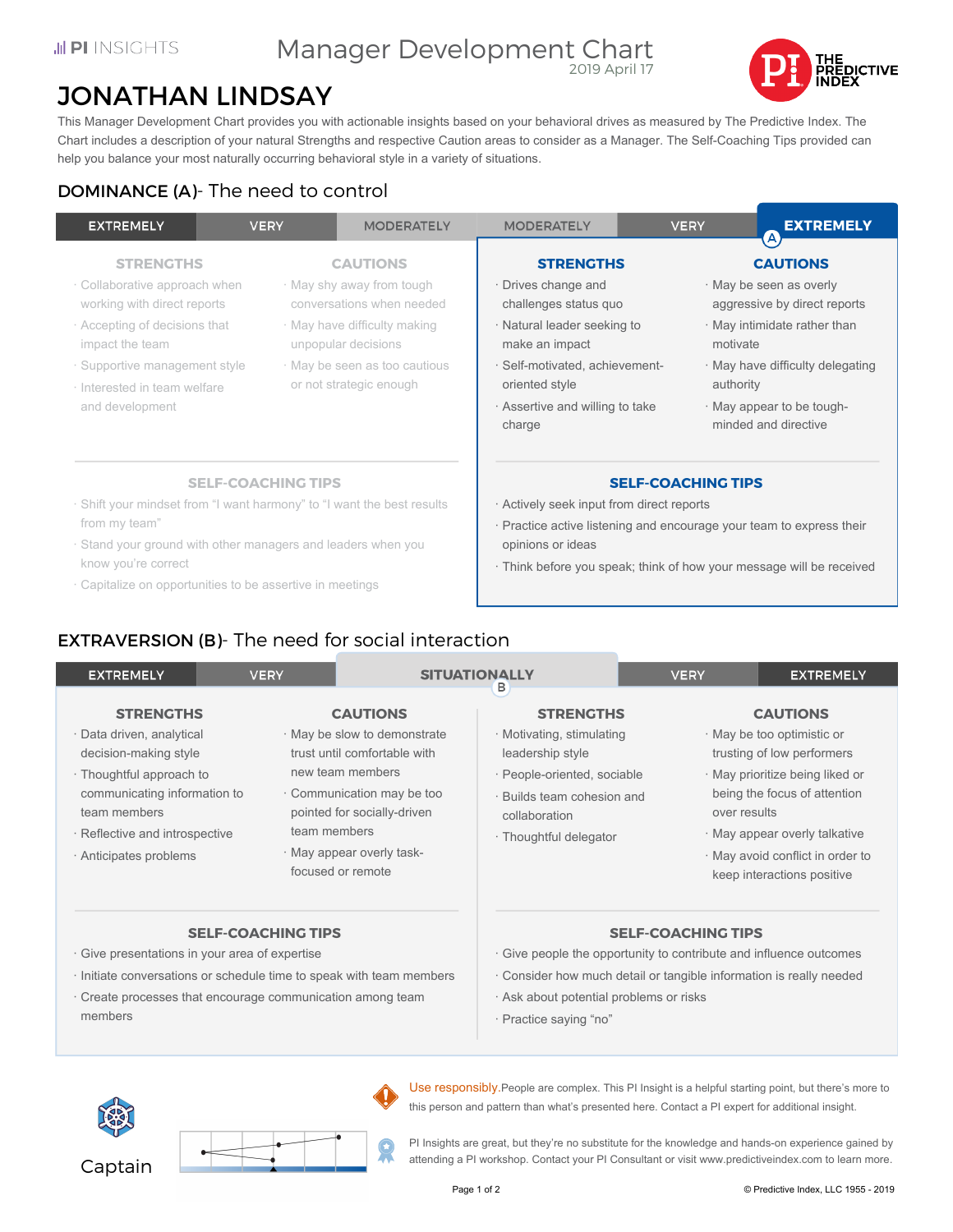PI INSIGHTS

# Manager Development Chart

2019 April 17

THE PREDICTIVE INDEX

# JONATHAN LINDSAY

This Manager Development Chart provides you with actionable insights based on your behavioral drives as measured by The Predictive Index. The Chart includes a description of your natural Strengths and respective Caution areas to consider as a Manager. The Self-Coaching Tips provided can help you balance your most naturally occurring behavioral style in a variety of situations.

## DOMINANCE (A)- The need to control

EXTREMELY | VERY | MODERATELY | MODERATELY | VERY | EXTREMELY (A)

### Low Dominance

**STRENGTHS**

- Collaborative approach when working with direct reports
- Accepting of decisions that impact the team
- Supportive management style
- Interested in team welfare and development

**CAUTIONS**

- May shy away from tough conversations when needed
- May have difficulty making unpopular decisions
- May be seen as too cautious or not strategic enough

**SELF-COACHING TIPS**

- Shift your mindset from "I want harmony" to "I want the best results from my team"
- Stand your ground with other managers and leaders when you know you're correct
- Capitalize on opportunities to be assertive in meetings

### High Dominance

**STRENGTHS**

- Drives change and challenges status quo
- Natural leader seeking to make an impact
- Self-motivated, achievement-oriented style
- Assertive and willing to take charge

**CAUTIONS**

- May be seen as overly aggressive by direct reports
- May intimidate rather than motivate
- May have difficulty delegating authority
- May appear to be tough-minded and directive

**SELF-COACHING TIPS**

- Actively seek input from direct reports
- Practice active listening and encourage your team to express their opinions or ideas
- Think before you speak; think of how your message will be received

## EXTRAVERSION (B)- The need for social interaction

EXTREMELY | VERY | SITUATIONALLY (B) | VERY | EXTREMELY

### Low Extraversion

**STRENGTHS**

- Data driven, analytical decision-making style
- Thoughtful approach to communicating information to team members
- Reflective and introspective
- Anticipates problems

**CAUTIONS**

- May be slow to demonstrate trust until comfortable with new team members
- Communication may be too pointed for socially-driven team members
- May appear overly task-focused or remote

**SELF-COACHING TIPS**

- Give presentations in your area of expertise
- Initiate conversations or schedule time to speak with team members
- Create processes that encourage communication among team members

### High Extraversion

**STRENGTHS**

- Motivating, stimulating leadership style
- People-oriented, sociable
- Builds team cohesion and collaboration
- Thoughtful delegator

**CAUTIONS**

- May be too optimistic or trusting of low performers
- May prioritize being liked or being the focus of attention over results
- May appear overly talkative
- May avoid conflict in order to keep interactions positive

**SELF-COACHING TIPS**

- Give people the opportunity to contribute and influence outcomes
- Consider how much detail or tangible information is really needed
- Ask about potential problems or risks
- Practice saying "no"

Captain

Use responsibly. People are complex. This PI Insight is a helpful starting point, but there's more to this person and pattern than what's presented here. Contact a PI expert for additional insight.

PI Insights are great, but they're no substitute for the knowledge and hands-on experience gained by attending a PI workshop. Contact your PI Consultant or visit www.predictiveindex.com to learn more.

© Predictive Index, LLC 1955 - 2019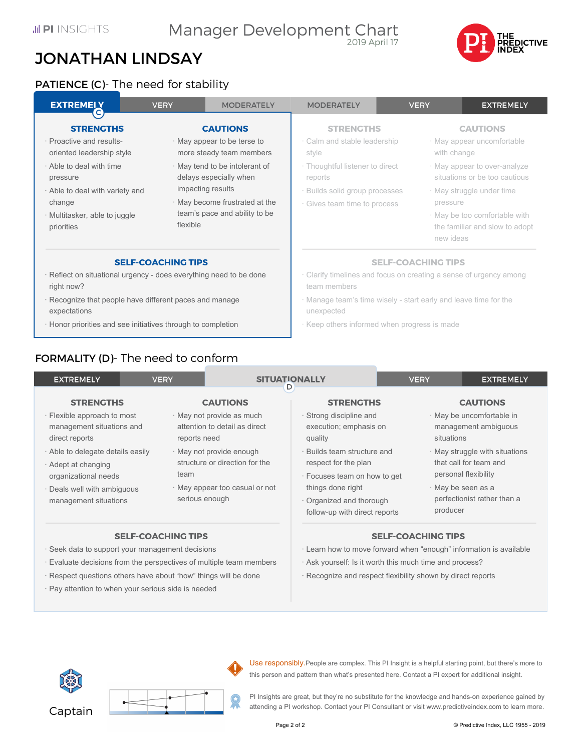PI INSIGHTS

# Manager Development Chart

2019 April 17

THE PREDICTIVE INDEX

# JONATHAN LINDSAY

## PATIENCE (C)- The need for stability

EXTREMELY | VERY | MODERATELY | MODERATELY | VERY | EXTREMELY

### STRENGTHS

- Proactive and results-oriented leadership style
- Able to deal with time pressure
- Able to deal with variety and change
- Multitasker, able to juggle priorities

### CAUTIONS

- May appear to be terse to more steady team members
- May tend to be intolerant of delays especially when impacting results
- May become frustrated at the team's pace and ability to be flexible

### SELF-COACHING TIPS

- Reflect on situational urgency - does everything need to be done right now?
- Recognize that people have different paces and manage expectations
- Honor priorities and see initiatives through to completion

### STRENGTHS

- Calm and stable leadership style
- Thoughtful listener to direct reports
- Builds solid group processes
- Gives team time to process

### CAUTIONS

- May appear uncomfortable with change
- May appear to over-analyze situations or be too cautious
- May struggle under time pressure
- May be too comfortable with the familiar and slow to adopt new ideas

### SELF-COACHING TIPS

- Clarify timelines and focus on creating a sense of urgency among team members
- Manage team's time wisely - start early and leave time for the unexpected
- Keep others informed when progress is made

## FORMALITY (D)- The need to conform

EXTREMELY | VERY | SITUATIONALLY | VERY | EXTREMELY

### STRENGTHS

- Flexible approach to most management situations and direct reports
- Able to delegate details easily
- Adept at changing organizational needs
- Deals well with ambiguous management situations

### CAUTIONS

- May not provide as much attention to detail as direct reports need
- May not provide enough structure or direction for the team
- May appear too casual or not serious enough

### SELF-COACHING TIPS

- Seek data to support your management decisions
- Evaluate decisions from the perspectives of multiple team members
- Respect questions others have about "how" things will be done
- Pay attention to when your serious side is needed

### STRENGTHS

- Strong discipline and execution; emphasis on quality
- Builds team structure and respect for the plan
- Focuses team on how to get things done right
- Organized and thorough follow-up with direct reports

### CAUTIONS

- May be uncomfortable in management ambiguous situations
- May struggle with situations that call for team and personal flexibility
- May be seen as a perfectionist rather than a producer

### SELF-COACHING TIPS

- Learn how to move forward when "enough" information is available
- Ask yourself: Is it worth this much time and process?
- Recognize and respect flexibility shown by direct reports

Captain

Use responsibly. People are complex. This PI Insight is a helpful starting point, but there's more to this person and pattern than what's presented here. Contact a PI expert for additional insight.

PI Insights are great, but they're no substitute for the knowledge and hands-on experience gained by attending a PI workshop. Contact your PI Consultant or visit www.predictiveindex.com to learn more.

© Predictive Index, LLC 1955 - 2019